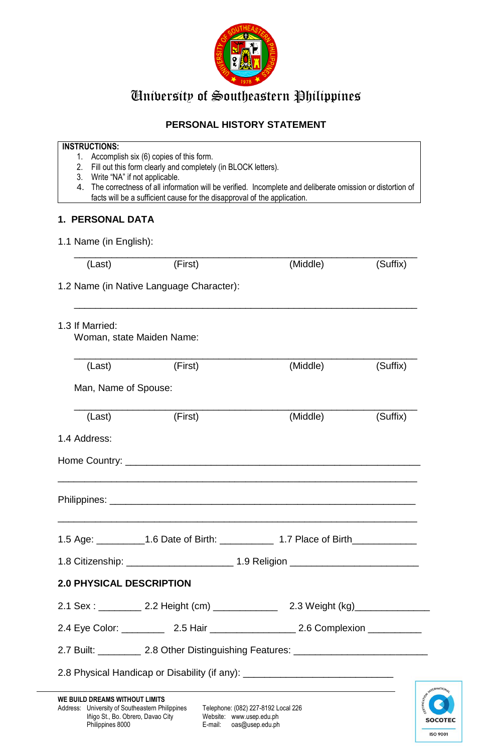# University of Southeastern Philippines

## PERSONAL HISTORY STATEMENT

**INSTRUCTIONS:**

1. Accomplish six (6) copies of this form.
2. Fill out this form clearly and completely (in BLOCK letters).
3. Write "NA" if not applicable.
4. The correctness of all information will be verified. Incomplete and deliberate omission or distortion of facts will be a sufficient cause for the disapproval of the application.

### 1. PERSONAL DATA

1.1 Name (in English):

_______________________________________________________________

(Last) (First) (Middle) (Suffix)

1.2 Name (in Native Language Character):

_______________________________________________________________

1.3 If Married:

Woman, state Maiden Name:

_______________________________________________________________

(Last) (First) (Middle) (Suffix)

Man, Name of Spouse:

_______________________________________________________________

(Last) (First) (Middle) (Suffix)

1.4 Address:

Home Country: ______________________________________________________

_______________________________________________________________

Philippines: _______________________________________________________

_______________________________________________________________

1.5 Age: _________ 1.6 Date of Birth: __________ 1.7 Place of Birth____________

1.8 Citizenship: ____________________ 1.9 Religion ________________________

### 2.0 PHYSICAL DESCRIPTION

2.1 Sex : ________ 2.2 Height (cm) ____________ 2.3 Weight (kg)______________

2.4 Eye Color: ________ 2.5 Hair ________________ 2.6 Complexion __________

2.7 Built: ________ 2.8 Other Distinguishing Features: _________________________

2.8 Physical Handicap or Disability (if any): ____________________________

**WE BUILD DREAMS WITHOUT LIMITS**

Address: University of Southeastern Philippines
Iñigo St., Bo. Obrero, Davao City
Philippines 8000

Telephone: (082) 227-8192 Local 226
Website: www.usep.edu.ph
E-mail: oas@usep.edu.ph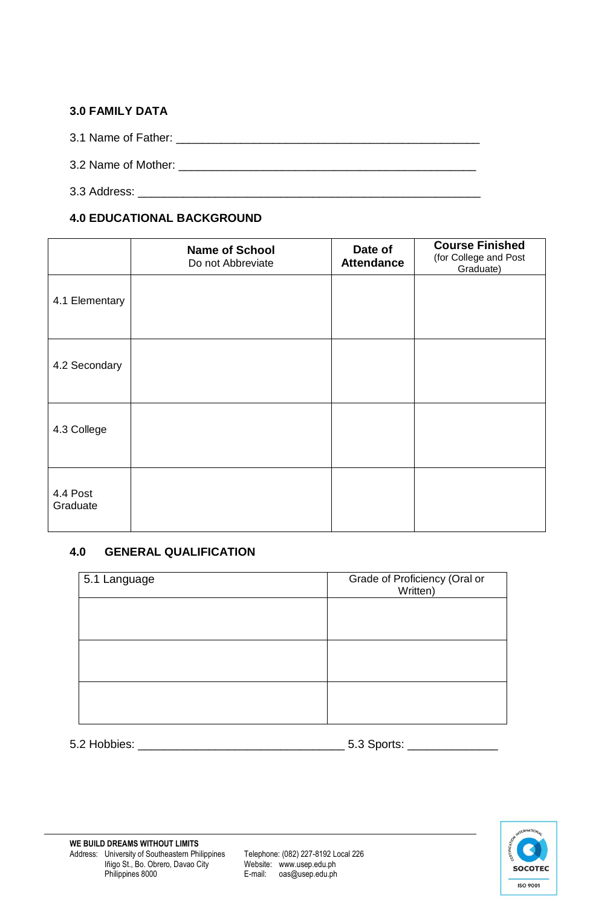### 3.0 FAMILY DATA

3.1 Name of Father: ______________________________________________

3.2 Name of Mother: ______________________________________________

3.3 Address: ____________________________________________________

### 4.0 EDUCATIONAL BACKGROUND

| | **Name of School** Do not Abbreviate | **Date of Attendance** | **Course Finished** (for College and Post Graduate) |
|---|---|---|---|
| 4.1 Elementary | | | |
| 4.2 Secondary | | | |
| 4.3 College | | | |
| 4.4 Post Graduate | | | |

### 4.0 GENERAL QUALIFICATION

| 5.1 Language | Grade of Proficiency (Oral or Written) |
|---|---|
| | |
| | |
| | |

5.2 Hobbies: ______________________________ 5.3 Sports: _____________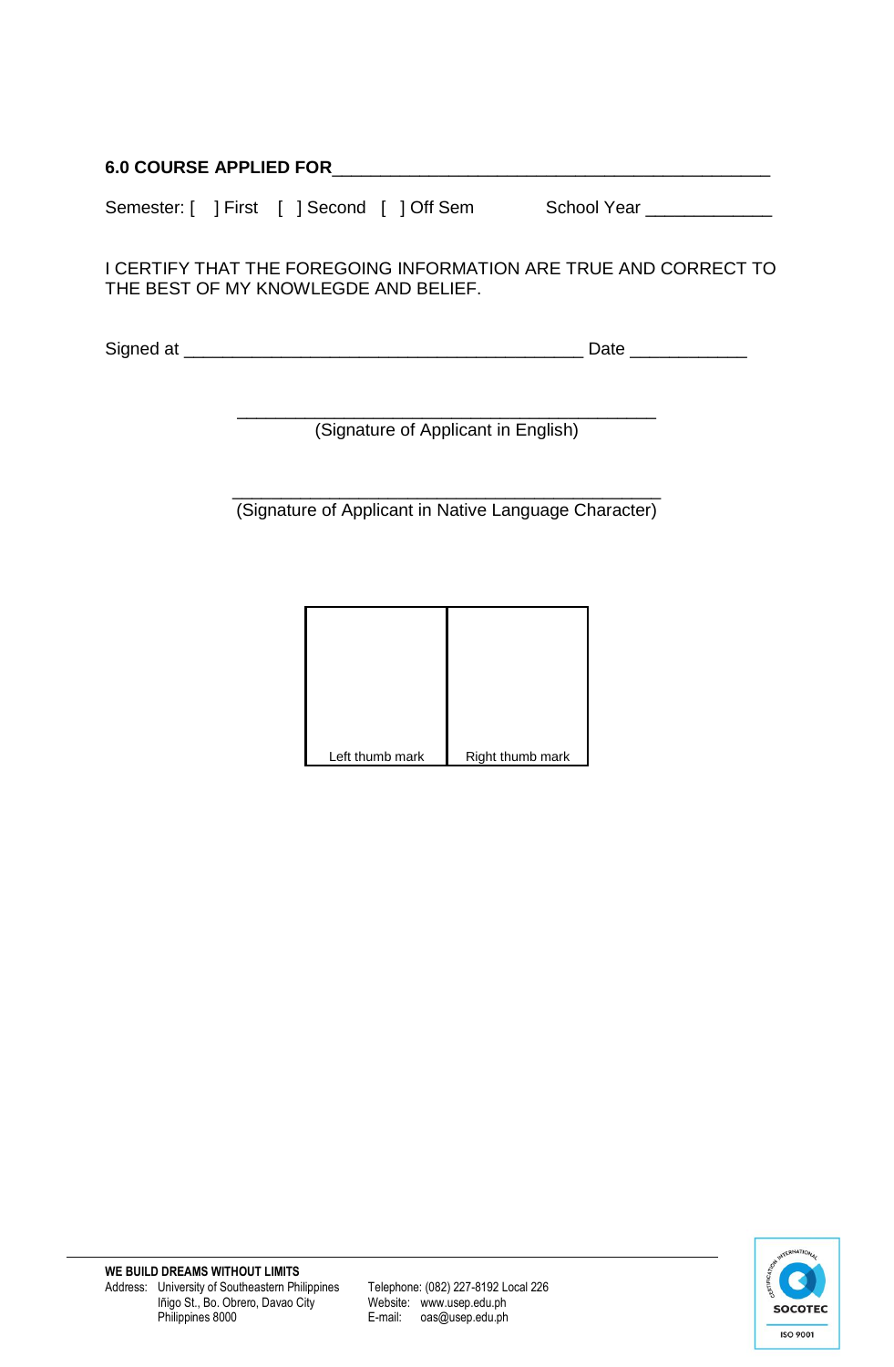**6.0 COURSE APPLIED FOR**_____________________________________________

Semester: [ ] First [ ] Second [ ] Off Sem School Year _____________

I CERTIFY THAT THE FOREGOING INFORMATION ARE TRUE AND CORRECT TO THE BEST OF MY KNOWLEGDE AND BELIEF.

Signed at __________________________________________ Date ____________

_____________________________________________
(Signature of Applicant in English)

_____________________________________________
(Signature of Applicant in Native Language Character)

| | |
|---|---|
| Left thumb mark | Right thumb mark |

**WE BUILD DREAMS WITHOUT LIMITS**

Address: University of Southeastern Philippines
Iñigo St., Bo. Obrero, Davao City
Philippines 8000

Telephone: (082) 227-8192 Local 226
Website: www.usep.edu.ph
E-mail: oas@usep.edu.ph

SOCOTEC ISO 9001